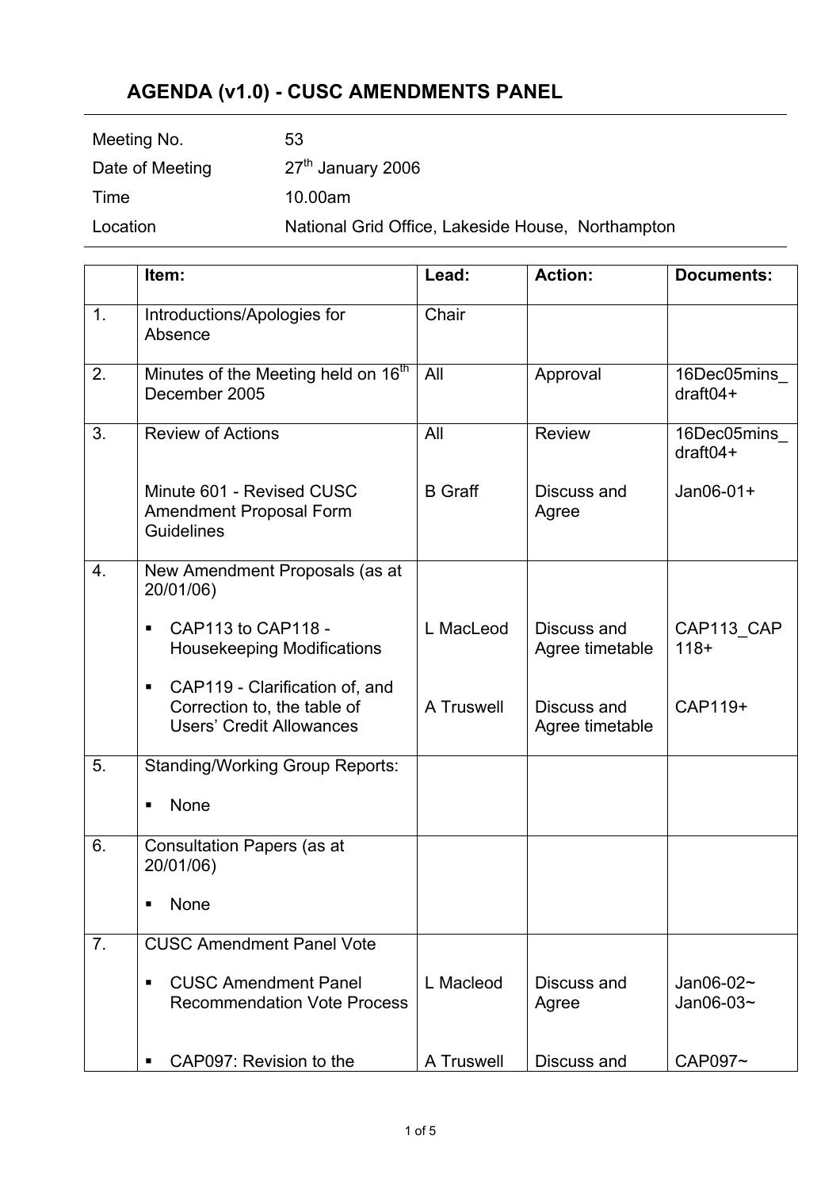# AGENDA (v1.0) - CUSC AMENDMENTS PANEL

| | |
|---|---|
| Meeting No. | 53 |
| Date of Meeting | 27th January 2006 |
| Time | 10.00am |
| Location | National Grid Office, Lakeside House, Northampton |

| | Item: | Lead: | Action: | Documents: |
|---|---|---|---|---|
| 1. | Introductions/Apologies for Absence | Chair | | |
| 2. | Minutes of the Meeting held on 16th December 2005 | All | Approval | 16Dec05mins_draft04+ |
| 3. | Review of Actions | All | Review | 16Dec05mins_draft04+ |
| | Minute 601 - Revised CUSC Amendment Proposal Form Guidelines | B Graff | Discuss and Agree | Jan06-01+ |
| 4. | New Amendment Proposals (as at 20/01/06) | | | |
| | ▪ CAP113 to CAP118 - Housekeeping Modifications | L MacLeod | Discuss and Agree timetable | CAP113_CAP118+ |
| | ▪ CAP119 - Clarification of, and Correction to, the table of Users' Credit Allowances | A Truswell | Discuss and Agree timetable | CAP119+ |
| 5. | Standing/Working Group Reports: | | | |
| | ▪ None | | | |
| 6. | Consultation Papers (as at 20/01/06) | | | |
| | ▪ None | | | |
| 7. | CUSC Amendment Panel Vote | | | |
| | ▪ CUSC Amendment Panel Recommendation Vote Process | L Macleod | Discuss and Agree | Jan06-02~ Jan06-03~ |
| | ▪ CAP097: Revision to the | A Truswell | Discuss and | CAP097~ |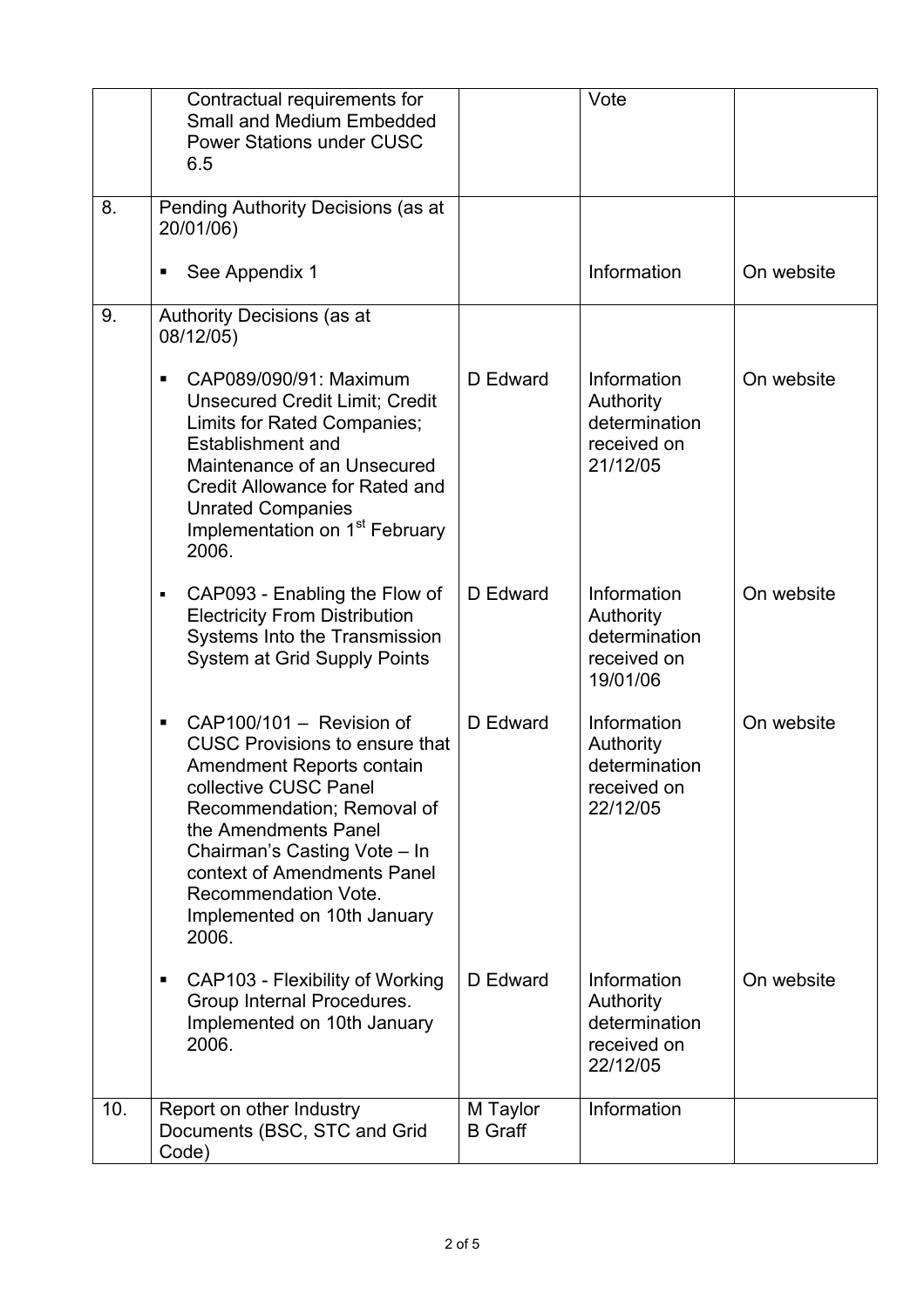| | | | | |
|---|---|---|---|---|
| | Contractual requirements for Small and Medium Embedded Power Stations under CUSC 6.5 | | Vote | |
| 8. | Pending Authority Decisions (as at 20/01/06)<br><br>▪ See Appendix 1 | | Information | On website |
| 9. | Authority Decisions (as at 08/12/05)<br><br>▪ CAP089/090/91: Maximum Unsecured Credit Limit; Credit Limits for Rated Companies; Establishment and Maintenance of an Unsecured Credit Allowance for Rated and Unrated Companies Implementation on 1st February 2006. | D Edward | Information Authority determination received on 21/12/05 | On website |
| | ▪ CAP093 - Enabling the Flow of Electricity From Distribution Systems Into the Transmission System at Grid Supply Points | D Edward | Information Authority determination received on 19/01/06 | On website |
| | ▪ CAP100/101 – Revision of CUSC Provisions to ensure that Amendment Reports contain collective CUSC Panel Recommendation; Removal of the Amendments Panel Chairman's Casting Vote – In context of Amendments Panel Recommendation Vote. Implemented on 10th January 2006. | D Edward | Information Authority determination received on 22/12/05 | On website |
| | ▪ CAP103 - Flexibility of Working Group Internal Procedures. Implemented on 10th January 2006. | D Edward | Information Authority determination received on 22/12/05 | On website |
| 10. | Report on other Industry Documents (BSC, STC and Grid Code) | M Taylor<br>B Graff | Information | |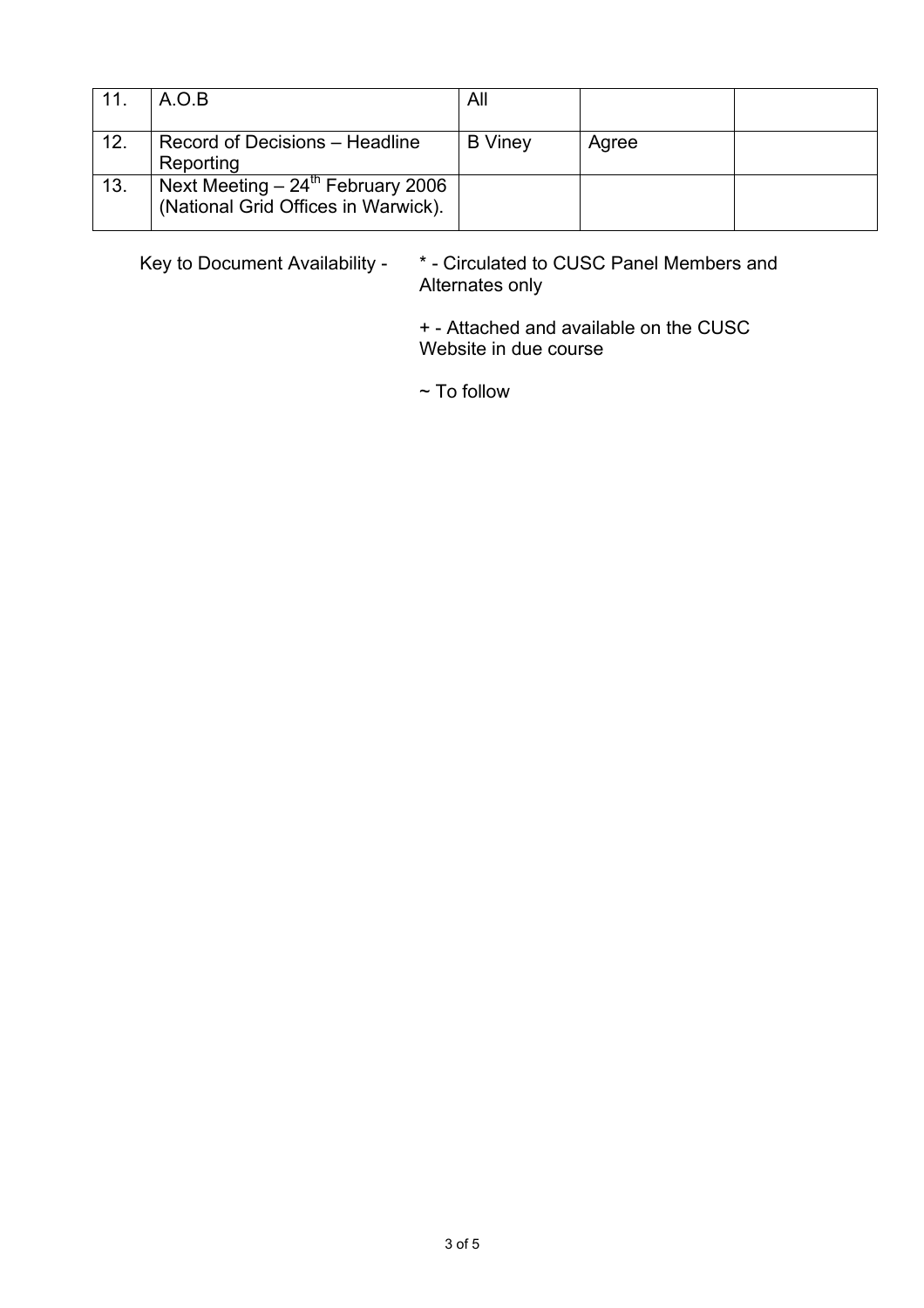| 11. | A.O.B | All | | |
|---|---|---|---|---|
| 12. | Record of Decisions – Headline Reporting | B Viney | Agree | |
| 13. | Next Meeting – 24th February 2006 (National Grid Offices in Warwick). | | | |

Key to Document Availability - * - Circulated to CUSC Panel Members and Alternates only

+ - Attached and available on the CUSC Website in due course

~ To follow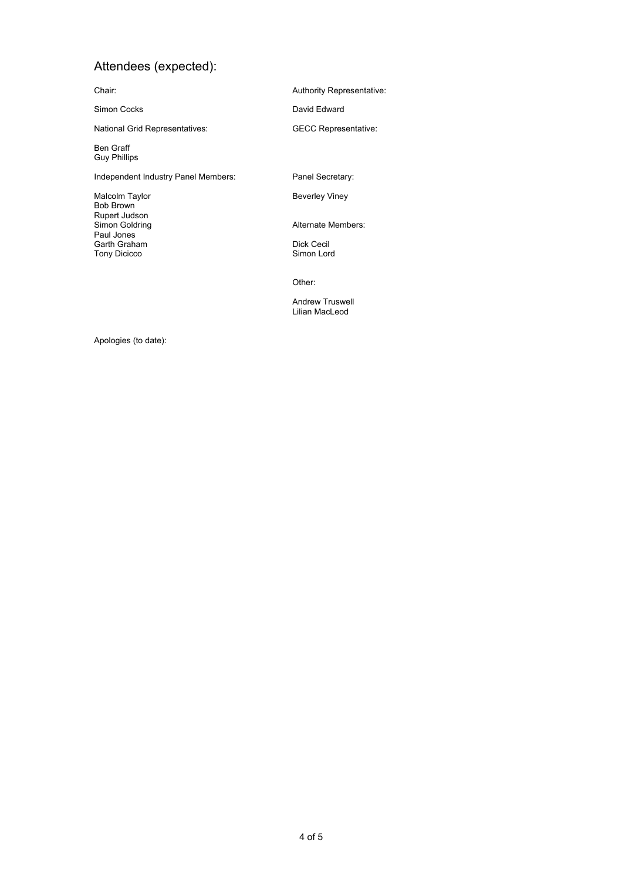## Attendees (expected):

Chair:

Simon Cocks

National Grid Representatives:

Ben Graff
Guy Phillips

Independent Industry Panel Members:

Malcolm Taylor
Bob Brown
Rupert Judson
Simon Goldring
Paul Jones
Garth Graham
Tony Dicicco

Authority Representative:

David Edward

GECC Representative:

Panel Secretary:

Beverley Viney

Alternate Members:

Dick Cecil
Simon Lord

Other:

Andrew Truswell
Lilian MacLeod

Apologies (to date):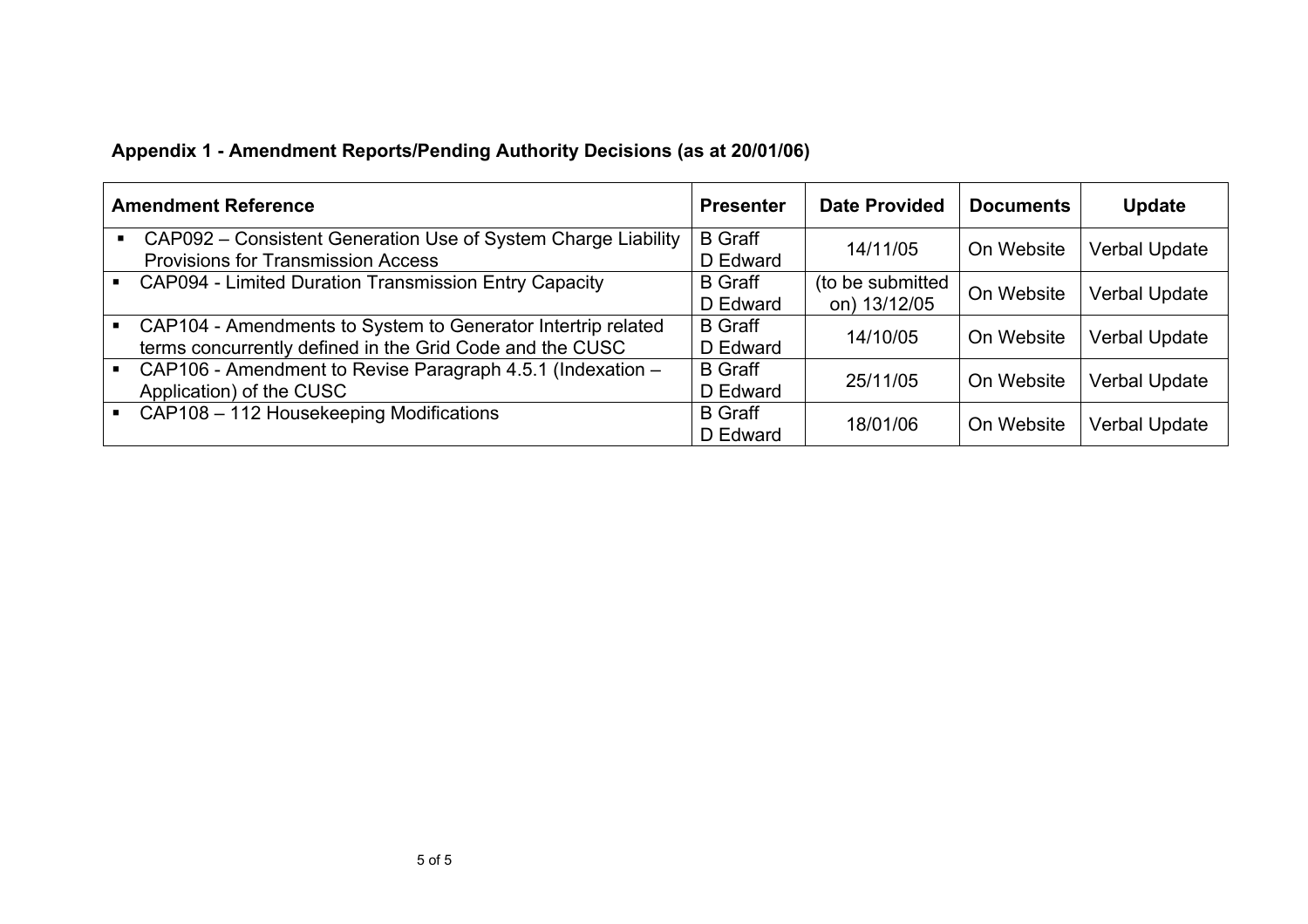**Appendix 1 - Amendment Reports/Pending Authority Decisions (as at 20/01/06)**

| Amendment Reference | Presenter | Date Provided | Documents | Update |
|---|---|---|---|---|
| ▪ CAP092 – Consistent Generation Use of System Charge Liability Provisions for Transmission Access | B Graff D Edward | 14/11/05 | On Website | Verbal Update |
| ▪ CAP094 - Limited Duration Transmission Entry Capacity | B Graff D Edward | (to be submitted on) 13/12/05 | On Website | Verbal Update |
| ▪ CAP104 - Amendments to System to Generator Intertrip related terms concurrently defined in the Grid Code and the CUSC | B Graff D Edward | 14/10/05 | On Website | Verbal Update |
| ▪ CAP106 - Amendment to Revise Paragraph 4.5.1 (Indexation – Application) of the CUSC | B Graff D Edward | 25/11/05 | On Website | Verbal Update |
| ▪ CAP108 – 112 Housekeeping Modifications | B Graff D Edward | 18/01/06 | On Website | Verbal Update |